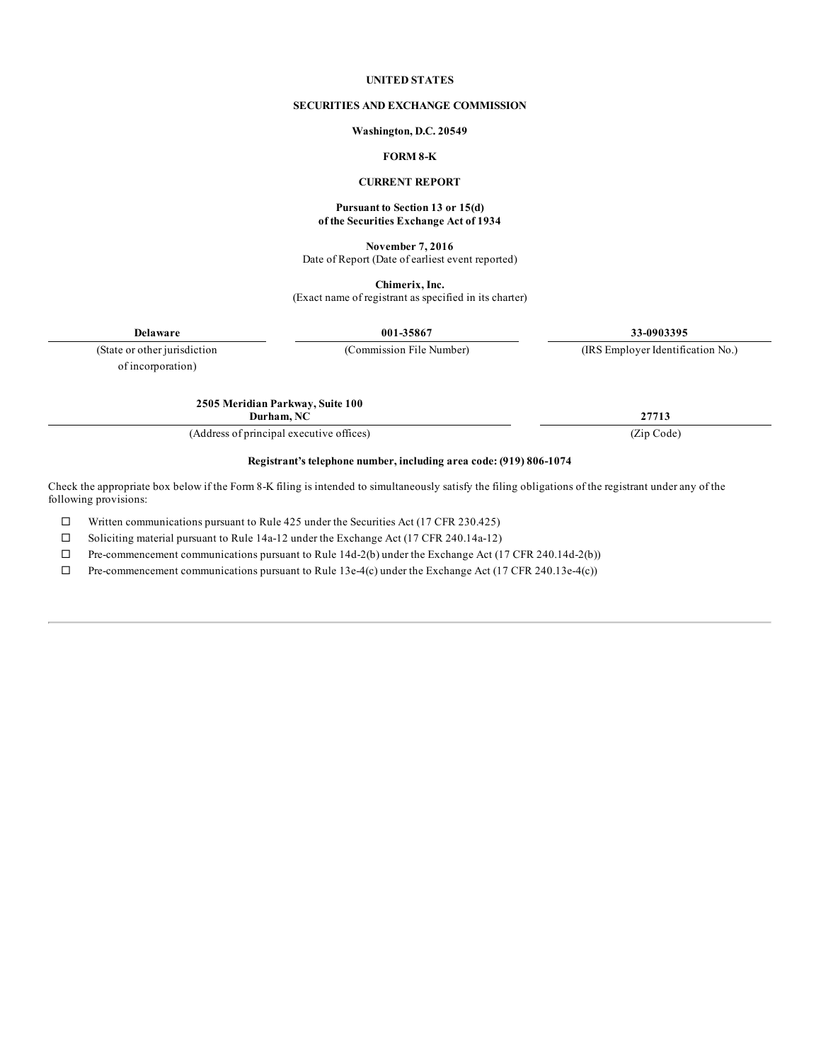**UNITED STATES**

**SECURITIES AND EXCHANGE COMMISSION**

**Washington, D.C. 20549**

**FORM 8-K**

**CURRENT REPORT**

**Pursuant to Section 13 or 15(d)**
**of the Securities Exchange Act of 1934**

**November 7, 2016**
Date of Report (Date of earliest event reported)

**Chimerix, Inc.**
(Exact name of registrant as specified in its charter)

| **Delaware** | **001-35867** | **33-0903395** |
|---|---|---|
| (State or other jurisdiction of incorporation) | (Commission File Number) | (IRS Employer Identification No.) |

| **2505 Meridian Parkway, Suite 100**<br>**Durham, NC** | **27713** |
|---|---|
| (Address of principal executive offices) | (Zip Code) |

**Registrant's telephone number, including area code: (919) 806-1074**

Check the appropriate box below if the Form 8-K filing is intended to simultaneously satisfy the filing obligations of the registrant under any of the following provisions:

- ☐ Written communications pursuant to Rule 425 under the Securities Act (17 CFR 230.425)
- ☐ Soliciting material pursuant to Rule 14a-12 under the Exchange Act (17 CFR 240.14a-12)
- ☐ Pre-commencement communications pursuant to Rule 14d-2(b) under the Exchange Act (17 CFR 240.14d-2(b))
- ☐ Pre-commencement communications pursuant to Rule 13e-4(c) under the Exchange Act (17 CFR 240.13e-4(c))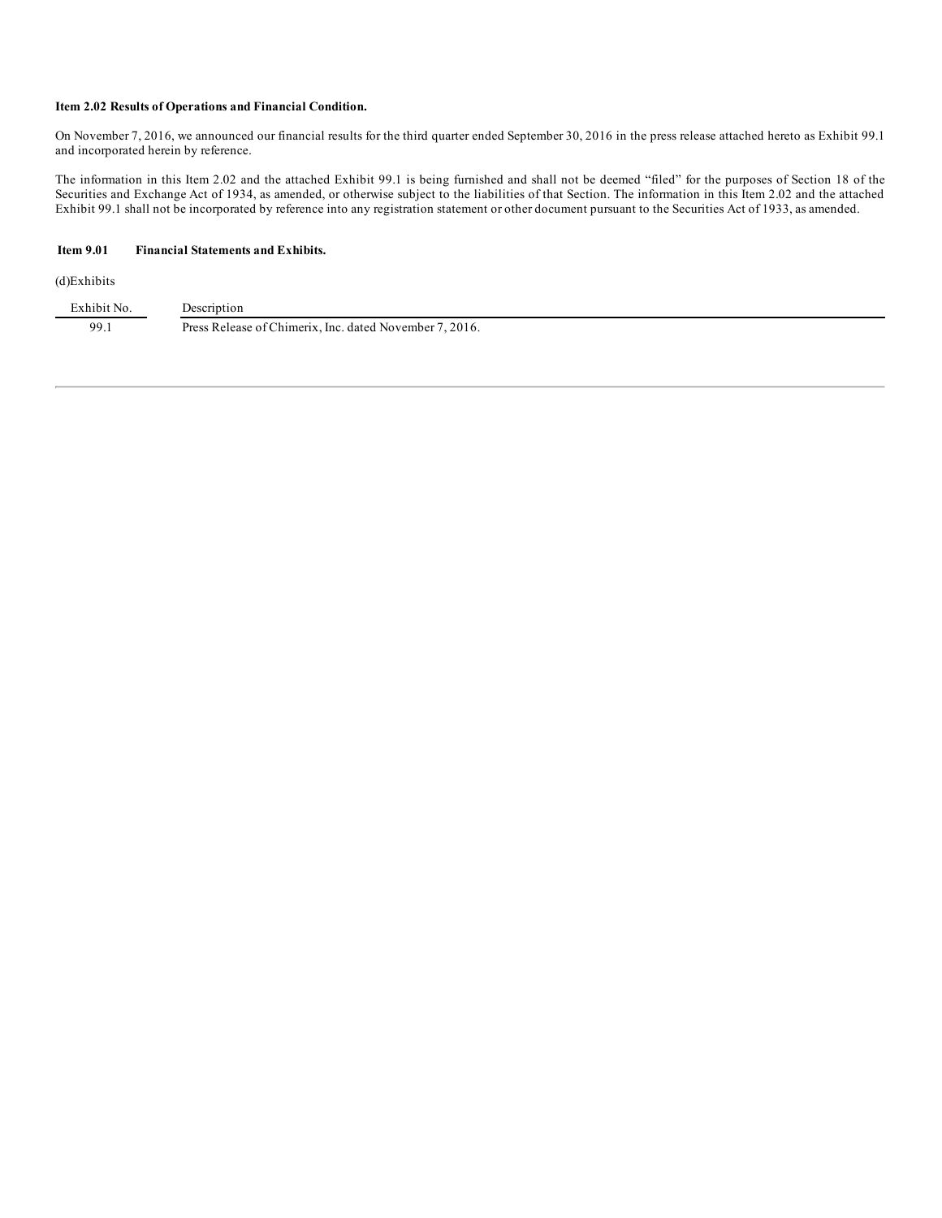**Item 2.02 Results of Operations and Financial Condition.**

On November 7, 2016, we announced our financial results for the third quarter ended September 30, 2016 in the press release attached hereto as Exhibit 99.1 and incorporated herein by reference.

The information in this Item 2.02 and the attached Exhibit 99.1 is being furnished and shall not be deemed "filed" for the purposes of Section 18 of the Securities and Exchange Act of 1934, as amended, or otherwise subject to the liabilities of that Section. The information in this Item 2.02 and the attached Exhibit 99.1 shall not be incorporated by reference into any registration statement or other document pursuant to the Securities Act of 1933, as amended.

**Item 9.01 Financial Statements and Exhibits.**

(d)Exhibits

| Exhibit No. | Description |
|---|---|
| 99.1 | Press Release of Chimerix, Inc. dated November 7, 2016. |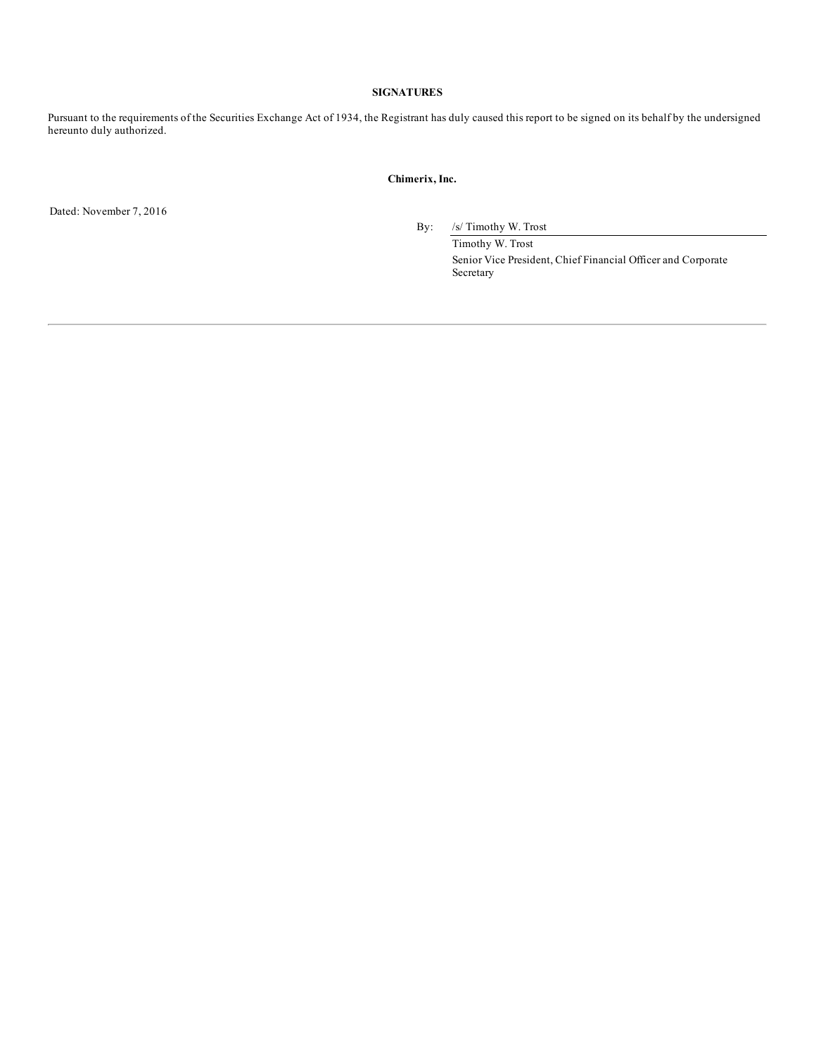**SIGNATURES**

Pursuant to the requirements of the Securities Exchange Act of 1934, the Registrant has duly caused this report to be signed on its behalf by the undersigned hereunto duly authorized.

**Chimerix, Inc.**

Dated: November 7, 2016

By: /s/ Timothy W. Trost

Timothy W. Trost

Senior Vice President, Chief Financial Officer and Corporate Secretary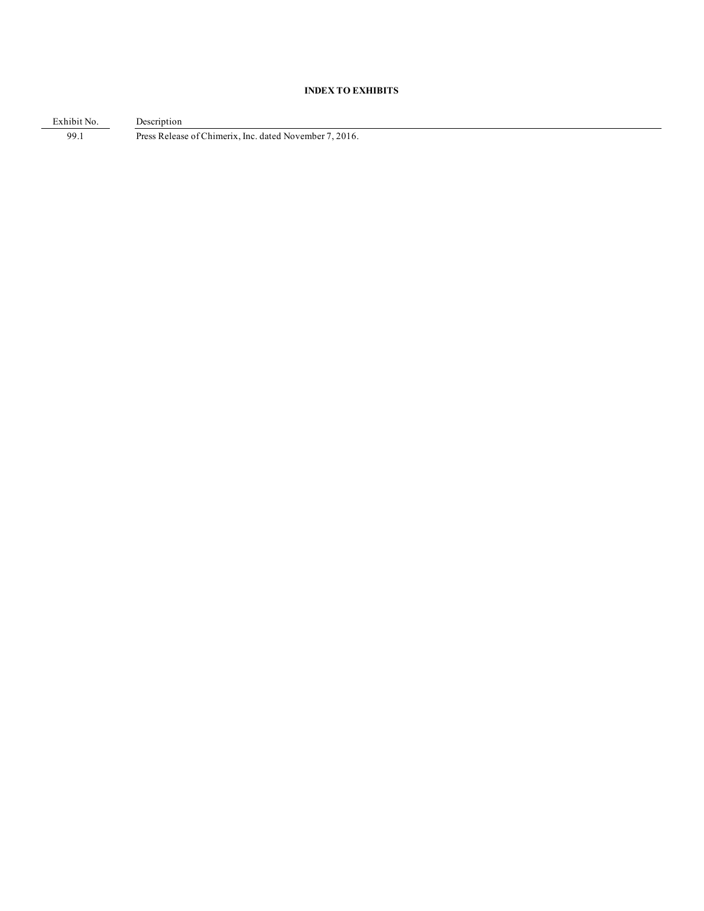**INDEX TO EXHIBITS**

| Exhibit No. | Description |
| --- | --- |
| 99.1 | Press Release of Chimerix, Inc. dated November 7, 2016. |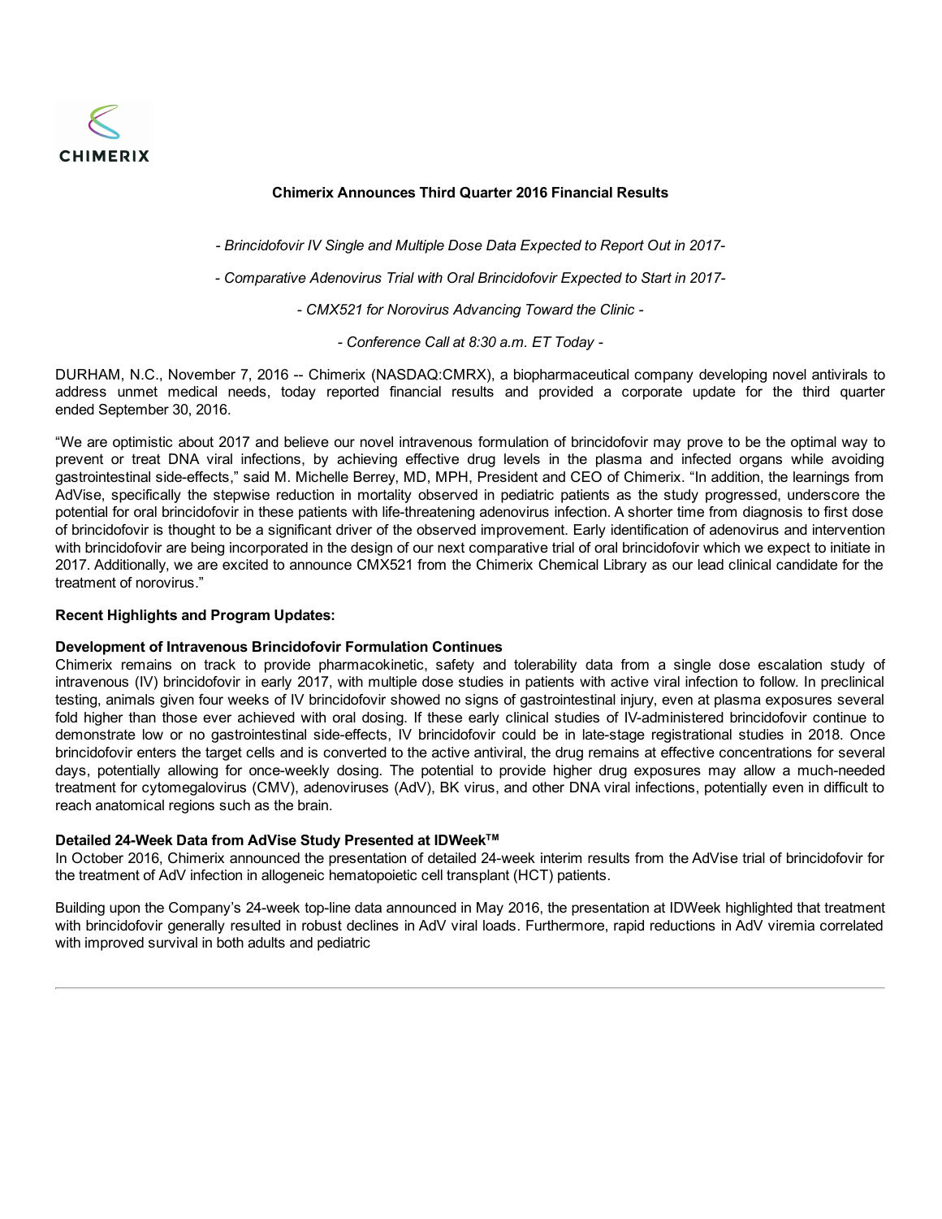# Chimerix Announces Third Quarter 2016 Financial Results

*- Brincidofovir IV Single and Multiple Dose Data Expected to Report Out in 2017-*

*- Comparative Adenovirus Trial with Oral Brincidofovir Expected to Start in 2017-*

*- CMX521 for Norovirus Advancing Toward the Clinic -*

*- Conference Call at 8:30 a.m. ET Today -*

DURHAM, N.C., November 7, 2016 -- Chimerix (NASDAQ:CMRX), a biopharmaceutical company developing novel antivirals to address unmet medical needs, today reported financial results and provided a corporate update for the third quarter ended September 30, 2016.

"We are optimistic about 2017 and believe our novel intravenous formulation of brincidofovir may prove to be the optimal way to prevent or treat DNA viral infections, by achieving effective drug levels in the plasma and infected organs while avoiding gastrointestinal side-effects," said M. Michelle Berrey, MD, MPH, President and CEO of Chimerix. "In addition, the learnings from AdVise, specifically the stepwise reduction in mortality observed in pediatric patients as the study progressed, underscore the potential for oral brincidofovir in these patients with life-threatening adenovirus infection. A shorter time from diagnosis to first dose of brincidofovir is thought to be a significant driver of the observed improvement. Early identification of adenovirus and intervention with brincidofovir are being incorporated in the design of our next comparative trial of oral brincidofovir which we expect to initiate in 2017. Additionally, we are excited to announce CMX521 from the Chimerix Chemical Library as our lead clinical candidate for the treatment of norovirus."

**Recent Highlights and Program Updates:**

**Development of Intravenous Brincidofovir Formulation Continues**
Chimerix remains on track to provide pharmacokinetic, safety and tolerability data from a single dose escalation study of intravenous (IV) brincidofovir in early 2017, with multiple dose studies in patients with active viral infection to follow. In preclinical testing, animals given four weeks of IV brincidofovir showed no signs of gastrointestinal injury, even at plasma exposures several fold higher than those ever achieved with oral dosing. If these early clinical studies of IV-administered brincidofovir continue to demonstrate low or no gastrointestinal side-effects, IV brincidofovir could be in late-stage registrational studies in 2018. Once brincidofovir enters the target cells and is converted to the active antiviral, the drug remains at effective concentrations for several days, potentially allowing for once-weekly dosing. The potential to provide higher drug exposures may allow a much-needed treatment for cytomegalovirus (CMV), adenoviruses (AdV), BK virus, and other DNA viral infections, potentially even in difficult to reach anatomical regions such as the brain.

**Detailed 24-Week Data from AdVise Study Presented at IDWeek™**
In October 2016, Chimerix announced the presentation of detailed 24-week interim results from the AdVise trial of brincidofovir for the treatment of AdV infection in allogeneic hematopoietic cell transplant (HCT) patients.

Building upon the Company's 24-week top-line data announced in May 2016, the presentation at IDWeek highlighted that treatment with brincidofovir generally resulted in robust declines in AdV viral loads. Furthermore, rapid reductions in AdV viremia correlated with improved survival in both adults and pediatric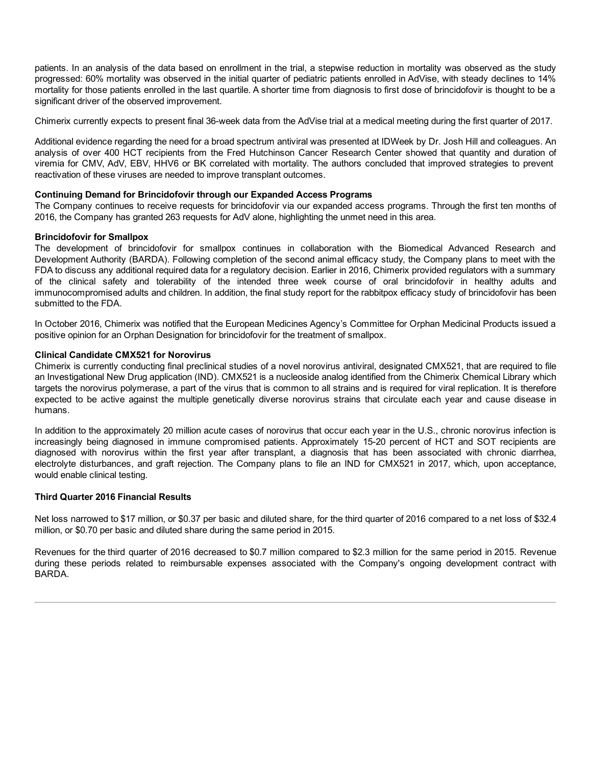patients. In an analysis of the data based on enrollment in the trial, a stepwise reduction in mortality was observed as the study progressed: 60% mortality was observed in the initial quarter of pediatric patients enrolled in AdVise, with steady declines to 14% mortality for those patients enrolled in the last quartile. A shorter time from diagnosis to first dose of brincidofovir is thought to be a significant driver of the observed improvement.

Chimerix currently expects to present final 36-week data from the AdVise trial at a medical meeting during the first quarter of 2017.

Additional evidence regarding the need for a broad spectrum antiviral was presented at IDWeek by Dr. Josh Hill and colleagues. An analysis of over 400 HCT recipients from the Fred Hutchinson Cancer Research Center showed that quantity and duration of viremia for CMV, AdV, EBV, HHV6 or BK correlated with mortality. The authors concluded that improved strategies to prevent reactivation of these viruses are needed to improve transplant outcomes.

**Continuing Demand for Brincidofovir through our Expanded Access Programs**

The Company continues to receive requests for brincidofovir via our expanded access programs. Through the first ten months of 2016, the Company has granted 263 requests for AdV alone, highlighting the unmet need in this area.

**Brincidofovir for Smallpox**

The development of brincidofovir for smallpox continues in collaboration with the Biomedical Advanced Research and Development Authority (BARDA). Following completion of the second animal efficacy study, the Company plans to meet with the FDA to discuss any additional required data for a regulatory decision. Earlier in 2016, Chimerix provided regulators with a summary of the clinical safety and tolerability of the intended three week course of oral brincidofovir in healthy adults and immunocompromised adults and children. In addition, the final study report for the rabbitpox efficacy study of brincidofovir has been submitted to the FDA.

In October 2016, Chimerix was notified that the European Medicines Agency's Committee for Orphan Medicinal Products issued a positive opinion for an Orphan Designation for brincidofovir for the treatment of smallpox.

**Clinical Candidate CMX521 for Norovirus**

Chimerix is currently conducting final preclinical studies of a novel norovirus antiviral, designated CMX521, that are required to file an Investigational New Drug application (IND). CMX521 is a nucleoside analog identified from the Chimerix Chemical Library which targets the norovirus polymerase, a part of the virus that is common to all strains and is required for viral replication. It is therefore expected to be active against the multiple genetically diverse norovirus strains that circulate each year and cause disease in humans.

In addition to the approximately 20 million acute cases of norovirus that occur each year in the U.S., chronic norovirus infection is increasingly being diagnosed in immune compromised patients. Approximately 15-20 percent of HCT and SOT recipients are diagnosed with norovirus within the first year after transplant, a diagnosis that has been associated with chronic diarrhea, electrolyte disturbances, and graft rejection. The Company plans to file an IND for CMX521 in 2017, which, upon acceptance, would enable clinical testing.

**Third Quarter 2016 Financial Results**

Net loss narrowed to $17 million, or $0.37 per basic and diluted share, for the third quarter of 2016 compared to a net loss of $32.4 million, or $0.70 per basic and diluted share during the same period in 2015.

Revenues for the third quarter of 2016 decreased to $0.7 million compared to $2.3 million for the same period in 2015. Revenue during these periods related to reimbursable expenses associated with the Company's ongoing development contract with BARDA.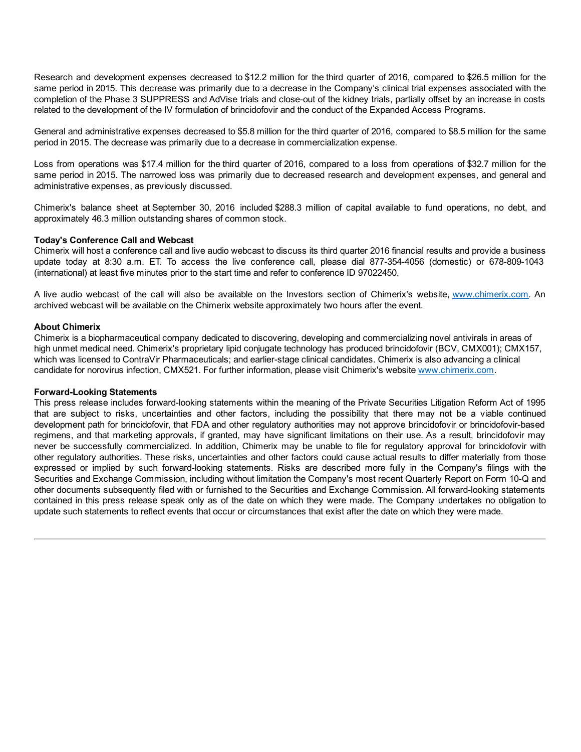Research and development expenses decreased to $12.2 million for the third quarter of 2016, compared to $26.5 million for the same period in 2015. This decrease was primarily due to a decrease in the Company's clinical trial expenses associated with the completion of the Phase 3 SUPPRESS and AdVise trials and close-out of the kidney trials, partially offset by an increase in costs related to the development of the IV formulation of brincidofovir and the conduct of the Expanded Access Programs.

General and administrative expenses decreased to $5.8 million for the third quarter of 2016, compared to $8.5 million for the same period in 2015. The decrease was primarily due to a decrease in commercialization expense.

Loss from operations was $17.4 million for the third quarter of 2016, compared to a loss from operations of $32.7 million for the same period in 2015. The narrowed loss was primarily due to decreased research and development expenses, and general and administrative expenses, as previously discussed.

Chimerix's balance sheet at September 30, 2016 included $288.3 million of capital available to fund operations, no debt, and approximately 46.3 million outstanding shares of common stock.

**Today's Conference Call and Webcast**

Chimerix will host a conference call and live audio webcast to discuss its third quarter 2016 financial results and provide a business update today at 8:30 a.m. ET. To access the live conference call, please dial 877-354-4056 (domestic) or 678-809-1043 (international) at least five minutes prior to the start time and refer to conference ID 97022450.

A live audio webcast of the call will also be available on the Investors section of Chimerix's website, www.chimerix.com. An archived webcast will be available on the Chimerix website approximately two hours after the event.

**About Chimerix**

Chimerix is a biopharmaceutical company dedicated to discovering, developing and commercializing novel antivirals in areas of high unmet medical need. Chimerix's proprietary lipid conjugate technology has produced brincidofovir (BCV, CMX001); CMX157, which was licensed to ContraVir Pharmaceuticals; and earlier-stage clinical candidates. Chimerix is also advancing a clinical candidate for norovirus infection, CMX521. For further information, please visit Chimerix's website www.chimerix.com.

**Forward-Looking Statements**

This press release includes forward-looking statements within the meaning of the Private Securities Litigation Reform Act of 1995 that are subject to risks, uncertainties and other factors, including the possibility that there may not be a viable continued development path for brincidofovir, that FDA and other regulatory authorities may not approve brincidofovir or brincidofovir-based regimens, and that marketing approvals, if granted, may have significant limitations on their use. As a result, brincidofovir may never be successfully commercialized. In addition, Chimerix may be unable to file for regulatory approval for brincidofovir with other regulatory authorities. These risks, uncertainties and other factors could cause actual results to differ materially from those expressed or implied by such forward-looking statements. Risks are described more fully in the Company's filings with the Securities and Exchange Commission, including without limitation the Company's most recent Quarterly Report on Form 10-Q and other documents subsequently filed with or furnished to the Securities and Exchange Commission. All forward-looking statements contained in this press release speak only as of the date on which they were made. The Company undertakes no obligation to update such statements to reflect events that occur or circumstances that exist after the date on which they were made.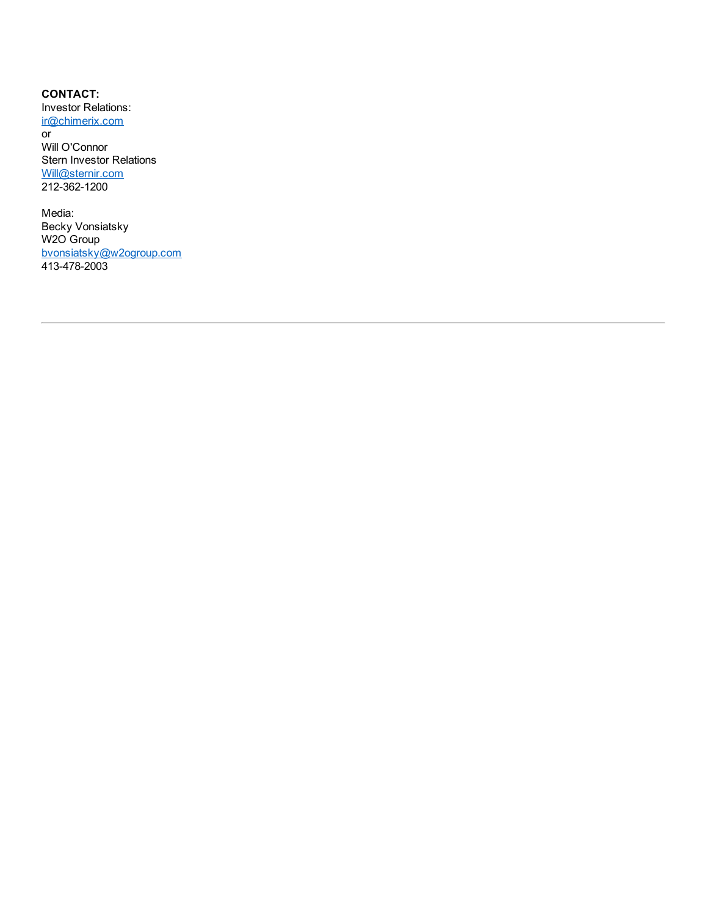**CONTACT:**
Investor Relations:
ir@chimerix.com
or
Will O'Connor
Stern Investor Relations
Will@sternir.com
212-362-1200

Media:
Becky Vonsiatsky
W2O Group
bvonsiatsky@w2ogroup.com
413-478-2003

---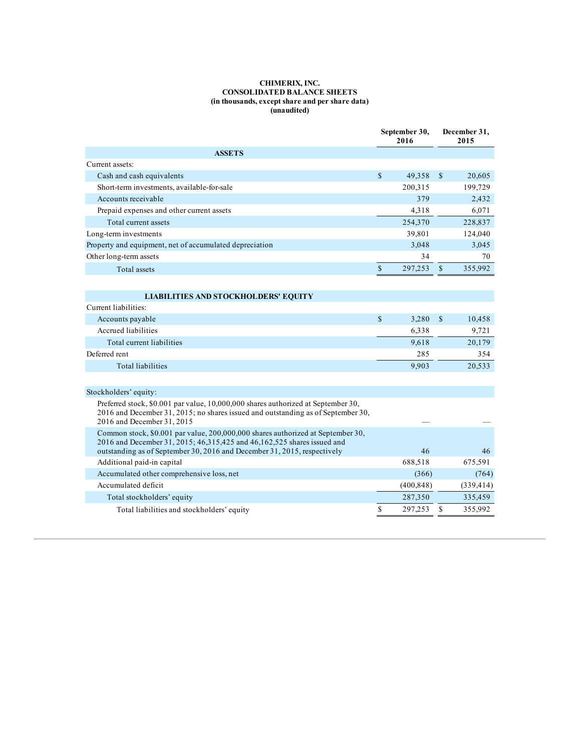**CHIMERIX, INC.**
**CONSOLIDATED BALANCE SHEETS**
**(in thousands, except share and per share data)**
**(unaudited)**

| | September 30, 2016 | December 31, 2015 |
|---|---|---|
| **ASSETS** | | |
| Current assets: | | |
| Cash and cash equivalents | $ 49,358 | $ 20,605 |
| Short-term investments, available-for-sale | 200,315 | 199,729 |
| Accounts receivable | 379 | 2,432 |
| Prepaid expenses and other current assets | 4,318 | 6,071 |
| Total current assets | 254,370 | 228,837 |
| Long-term investments | 39,801 | 124,040 |
| Property and equipment, net of accumulated depreciation | 3,048 | 3,045 |
| Other long-term assets | 34 | 70 |
| Total assets | $ 297,253 | $ 355,992 |
| **LIABILITIES AND STOCKHOLDERS' EQUITY** | | |
| Current liabilities: | | |
| Accounts payable | $ 3,280 | $ 10,458 |
| Accrued liabilities | 6,338 | 9,721 |
| Total current liabilities | 9,618 | 20,179 |
| Deferred rent | 285 | 354 |
| Total liabilities | 9,903 | 20,533 |
| Stockholders' equity: | | |
| Preferred stock, $0.001 par value, 10,000,000 shares authorized at September 30, 2016 and December 31, 2015; no shares issued and outstanding as of September 30, 2016 and December 31, 2015 | — | — |
| Common stock, $0.001 par value, 200,000,000 shares authorized at September 30, 2016 and December 31, 2015; 46,315,425 and 46,162,525 shares issued and outstanding as of September 30, 2016 and December 31, 2015, respectively | 46 | 46 |
| Additional paid-in capital | 688,518 | 675,591 |
| Accumulated other comprehensive loss, net | (366) | (764) |
| Accumulated deficit | (400,848) | (339,414) |
| Total stockholders' equity | 287,350 | 335,459 |
| Total liabilities and stockholders' equity | $ 297,253 | $ 355,992 |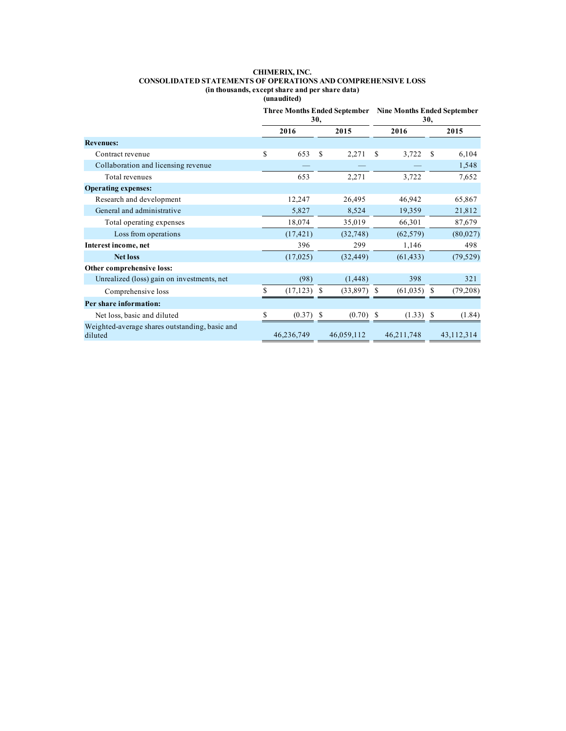**CHIMERIX, INC.**
**CONSOLIDATED STATEMENTS OF OPERATIONS AND COMPREHENSIVE LOSS**
**(in thousands, except share and per share data)**
**(unaudited)**

| | Three Months Ended September 30, | | Nine Months Ended September 30, | |
|---|---|---|---|---|
| | 2016 | 2015 | 2016 | 2015 |
| **Revenues:** | | | | |
| Contract revenue | $ 653 | $ 2,271 | $ 3,722 | $ 6,104 |
| Collaboration and licensing revenue | — | — | — | 1,548 |
| Total revenues | 653 | 2,271 | 3,722 | 7,652 |
| **Operating expenses:** | | | | |
| Research and development | 12,247 | 26,495 | 46,942 | 65,867 |
| General and administrative | 5,827 | 8,524 | 19,359 | 21,812 |
| Total operating expenses | 18,074 | 35,019 | 66,301 | 87,679 |
| Loss from operations | (17,421) | (32,748) | (62,579) | (80,027) |
| **Interest income, net** | 396 | 299 | 1,146 | 498 |
| **Net loss** | (17,025) | (32,449) | (61,433) | (79,529) |
| **Other comprehensive loss:** | | | | |
| Unrealized (loss) gain on investments, net | (98) | (1,448) | 398 | 321 |
| Comprehensive loss | $ (17,123) | $ (33,897) | $ (61,035) | $ (79,208) |
| **Per share information:** | | | | |
| Net loss, basic and diluted | $ (0.37) | $ (0.70) | $ (1.33) | $ (1.84) |
| Weighted-average shares outstanding, basic and diluted | 46,236,749 | 46,059,112 | 46,211,748 | 43,112,314 |